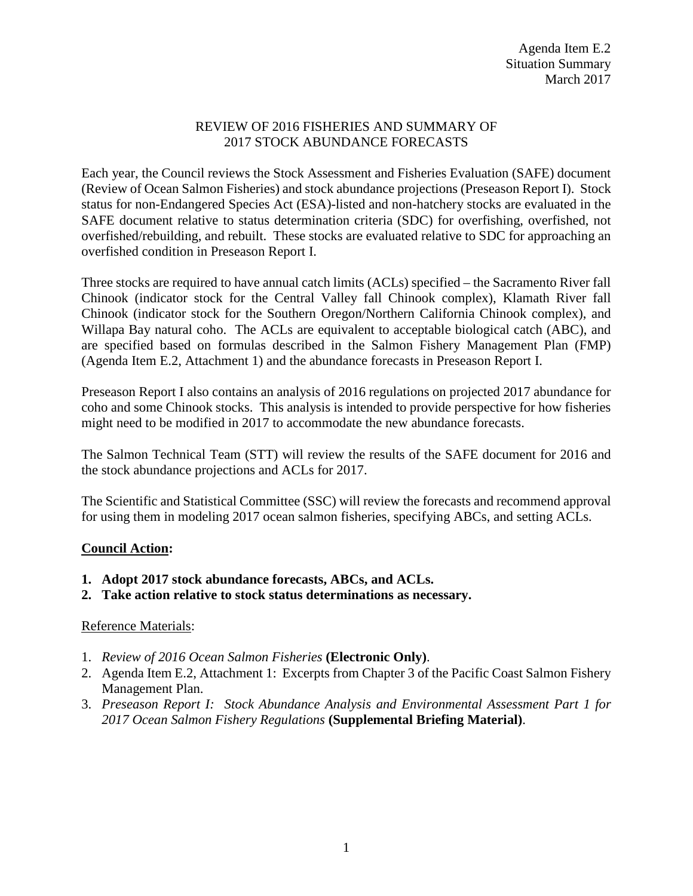Agenda Item E.2
Situation Summary
March 2017

# REVIEW OF 2016 FISHERIES AND SUMMARY OF 2017 STOCK ABUNDANCE FORECASTS

Each year, the Council reviews the Stock Assessment and Fisheries Evaluation (SAFE) document (Review of Ocean Salmon Fisheries) and stock abundance projections (Preseason Report I). Stock status for non-Endangered Species Act (ESA)-listed and non-hatchery stocks are evaluated in the SAFE document relative to status determination criteria (SDC) for overfishing, overfished, not overfished/rebuilding, and rebuilt. These stocks are evaluated relative to SDC for approaching an overfished condition in Preseason Report I.

Three stocks are required to have annual catch limits (ACLs) specified – the Sacramento River fall Chinook (indicator stock for the Central Valley fall Chinook complex), Klamath River fall Chinook (indicator stock for the Southern Oregon/Northern California Chinook complex), and Willapa Bay natural coho. The ACLs are equivalent to acceptable biological catch (ABC), and are specified based on formulas described in the Salmon Fishery Management Plan (FMP) (Agenda Item E.2, Attachment 1) and the abundance forecasts in Preseason Report I.

Preseason Report I also contains an analysis of 2016 regulations on projected 2017 abundance for coho and some Chinook stocks. This analysis is intended to provide perspective for how fisheries might need to be modified in 2017 to accommodate the new abundance forecasts.

The Salmon Technical Team (STT) will review the results of the SAFE document for 2016 and the stock abundance projections and ACLs for 2017.

The Scientific and Statistical Committee (SSC) will review the forecasts and recommend approval for using them in modeling 2017 ocean salmon fisheries, specifying ABCs, and setting ACLs.

## Council Action:

1. **Adopt 2017 stock abundance forecasts, ABCs, and ACLs.**
2. **Take action relative to stock status determinations as necessary.**

Reference Materials:

1. *Review of 2016 Ocean Salmon Fisheries* **(Electronic Only)**.
2. Agenda Item E.2, Attachment 1: Excerpts from Chapter 3 of the Pacific Coast Salmon Fishery Management Plan.
3. *Preseason Report I: Stock Abundance Analysis and Environmental Assessment Part 1 for 2017 Ocean Salmon Fishery Regulations* **(Supplemental Briefing Material)**.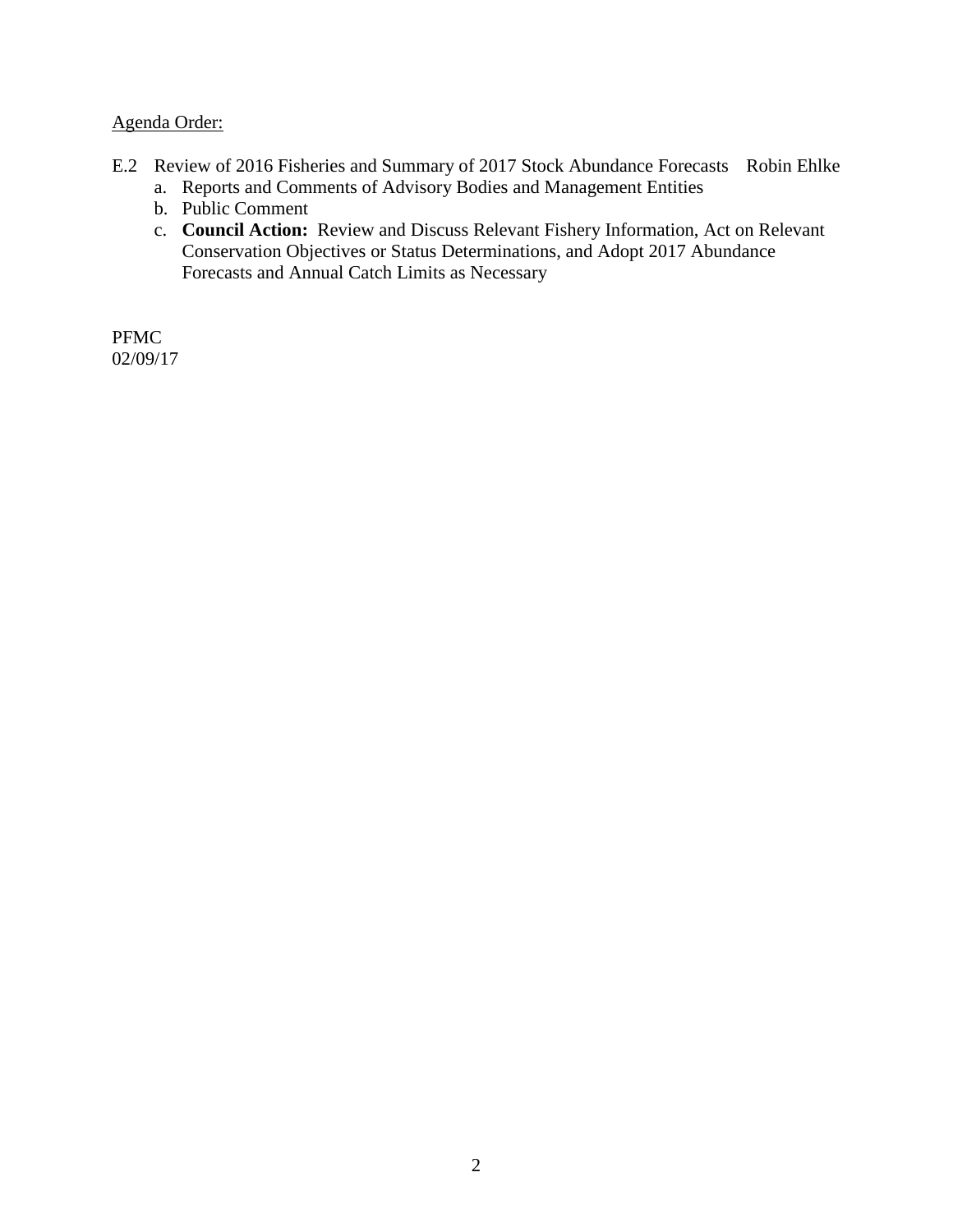Agenda Order:

E.2 Review of 2016 Fisheries and Summary of 2017 Stock Abundance Forecasts Robin Ehlke

a. Reports and Comments of Advisory Bodies and Management Entities
b. Public Comment
c. **Council Action:** Review and Discuss Relevant Fishery Information, Act on Relevant Conservation Objectives or Status Determinations, and Adopt 2017 Abundance Forecasts and Annual Catch Limits as Necessary

PFMC
02/09/17